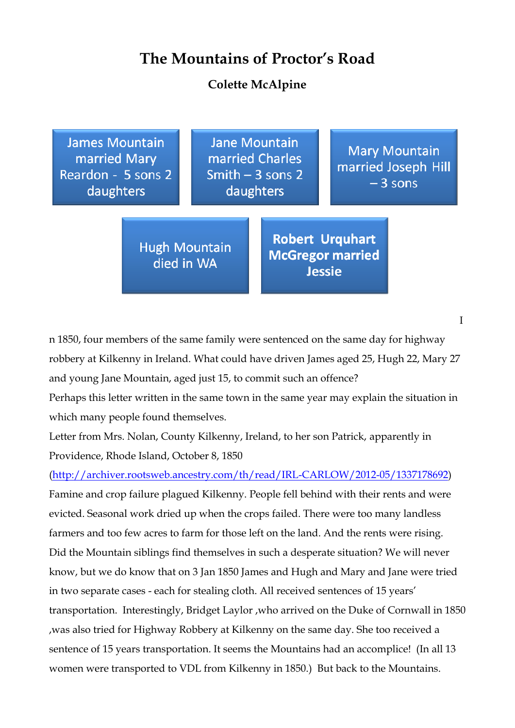# The Mountains of Proctor's Road

**Colette McAlpine**

James Mountain married Mary Reardon - 5 sons 2 daughters

Jane Mountain married Charles Smith – 3 sons 2 daughters

Mary Mountain married Joseph Hill – 3 sons

Hugh Mountain died in WA

**Robert Urquhart McGregor married Jessie**

In 1850, four members of the same family were sentenced on the same day for highway robbery at Kilkenny in Ireland. What could have driven James aged 25, Hugh 22, Mary 27 and young Jane Mountain, aged just 15, to commit such an offence?

Perhaps this letter written in the same town in the same year may explain the situation in which many people found themselves.

Letter from Mrs. Nolan, County Kilkenny, Ireland, to her son Patrick, apparently in Providence, Rhode Island, October 8, 1850

(http://archiver.rootsweb.ancestry.com/th/read/IRL-CARLOW/2012-05/1337178692)

Famine and crop failure plagued Kilkenny. People fell behind with their rents and were evicted. Seasonal work dried up when the crops failed. There were too many landless farmers and too few acres to farm for those left on the land. And the rents were rising. Did the Mountain siblings find themselves in such a desperate situation? We will never know, but we do know that on 3 Jan 1850 James and Hugh and Mary and Jane were tried in two separate cases - each for stealing cloth. All received sentences of 15 years' transportation. Interestingly, Bridget Laylor ,who arrived on the Duke of Cornwall in 1850 ,was also tried for Highway Robbery at Kilkenny on the same day. She too received a sentence of 15 years transportation. It seems the Mountains had an accomplice! (In all 13 women were transported to VDL from Kilkenny in 1850.) But back to the Mountains.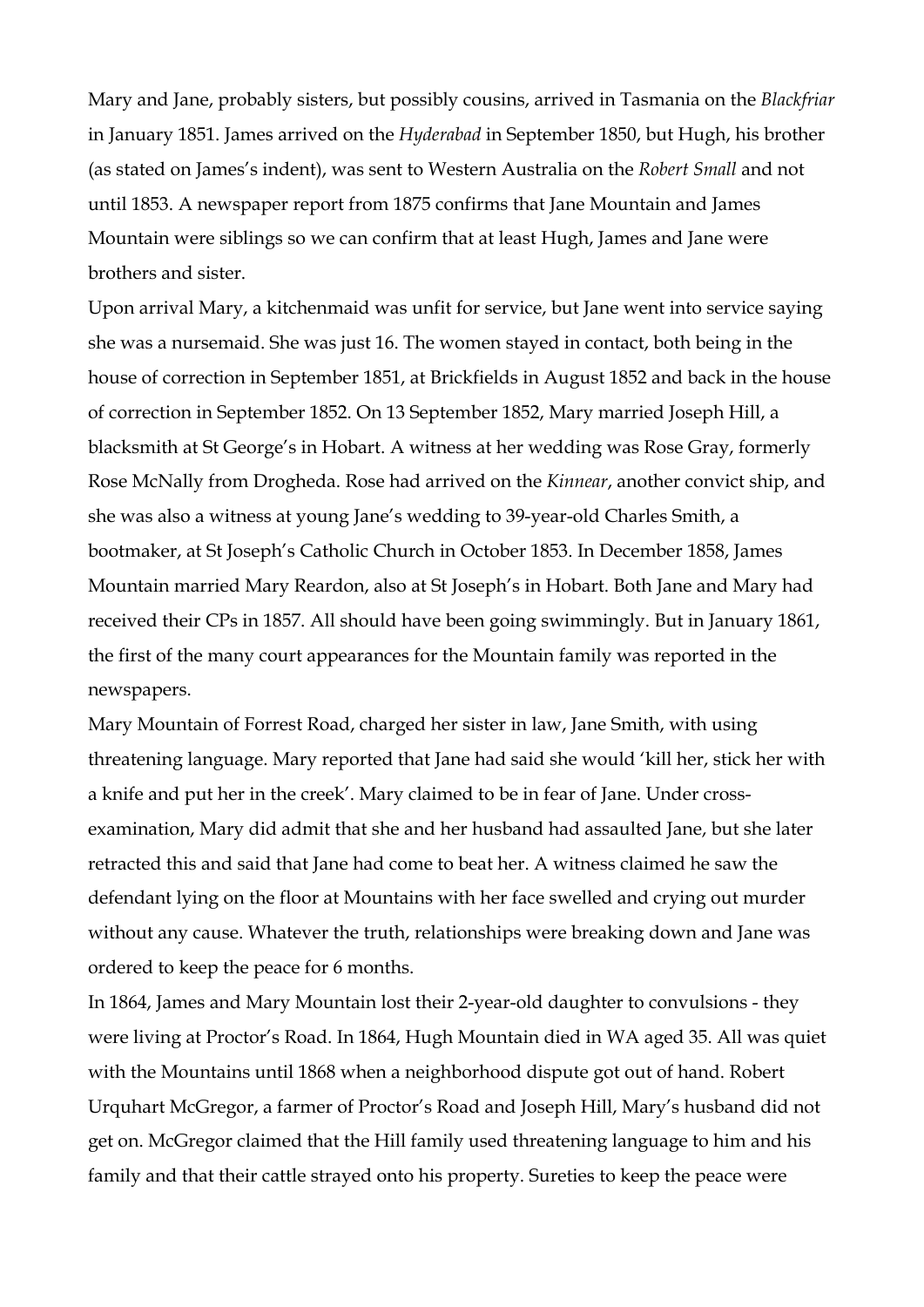Mary and Jane, probably sisters, but possibly cousins, arrived in Tasmania on the *Blackfriar* in January 1851. James arrived on the *Hyderabad* in September 1850, but Hugh, his brother (as stated on James's indent), was sent to Western Australia on the *Robert Small* and not until 1853. A newspaper report from 1875 confirms that Jane Mountain and James Mountain were siblings so we can confirm that at least Hugh, James and Jane were brothers and sister.

Upon arrival Mary, a kitchenmaid was unfit for service, but Jane went into service saying she was a nursemaid. She was just 16. The women stayed in contact, both being in the house of correction in September 1851, at Brickfields in August 1852 and back in the house of correction in September 1852. On 13 September 1852, Mary married Joseph Hill, a blacksmith at St George's in Hobart. A witness at her wedding was Rose Gray, formerly Rose McNally from Drogheda. Rose had arrived on the *Kinnear*, another convict ship, and she was also a witness at young Jane's wedding to 39-year-old Charles Smith, a bootmaker, at St Joseph's Catholic Church in October 1853. In December 1858, James Mountain married Mary Reardon, also at St Joseph's in Hobart. Both Jane and Mary had received their CPs in 1857. All should have been going swimmingly. But in January 1861, the first of the many court appearances for the Mountain family was reported in the newspapers.

Mary Mountain of Forrest Road, charged her sister in law, Jane Smith, with using threatening language. Mary reported that Jane had said she would 'kill her, stick her with a knife and put her in the creek'. Mary claimed to be in fear of Jane. Under cross-examination, Mary did admit that she and her husband had assaulted Jane, but she later retracted this and said that Jane had come to beat her. A witness claimed he saw the defendant lying on the floor at Mountains with her face swelled and crying out murder without any cause. Whatever the truth, relationships were breaking down and Jane was ordered to keep the peace for 6 months.

In 1864, James and Mary Mountain lost their 2-year-old daughter to convulsions - they were living at Proctor's Road. In 1864, Hugh Mountain died in WA aged 35. All was quiet with the Mountains until 1868 when a neighborhood dispute got out of hand. Robert Urquhart McGregor, a farmer of Proctor's Road and Joseph Hill, Mary's husband did not get on. McGregor claimed that the Hill family used threatening language to him and his family and that their cattle strayed onto his property. Sureties to keep the peace were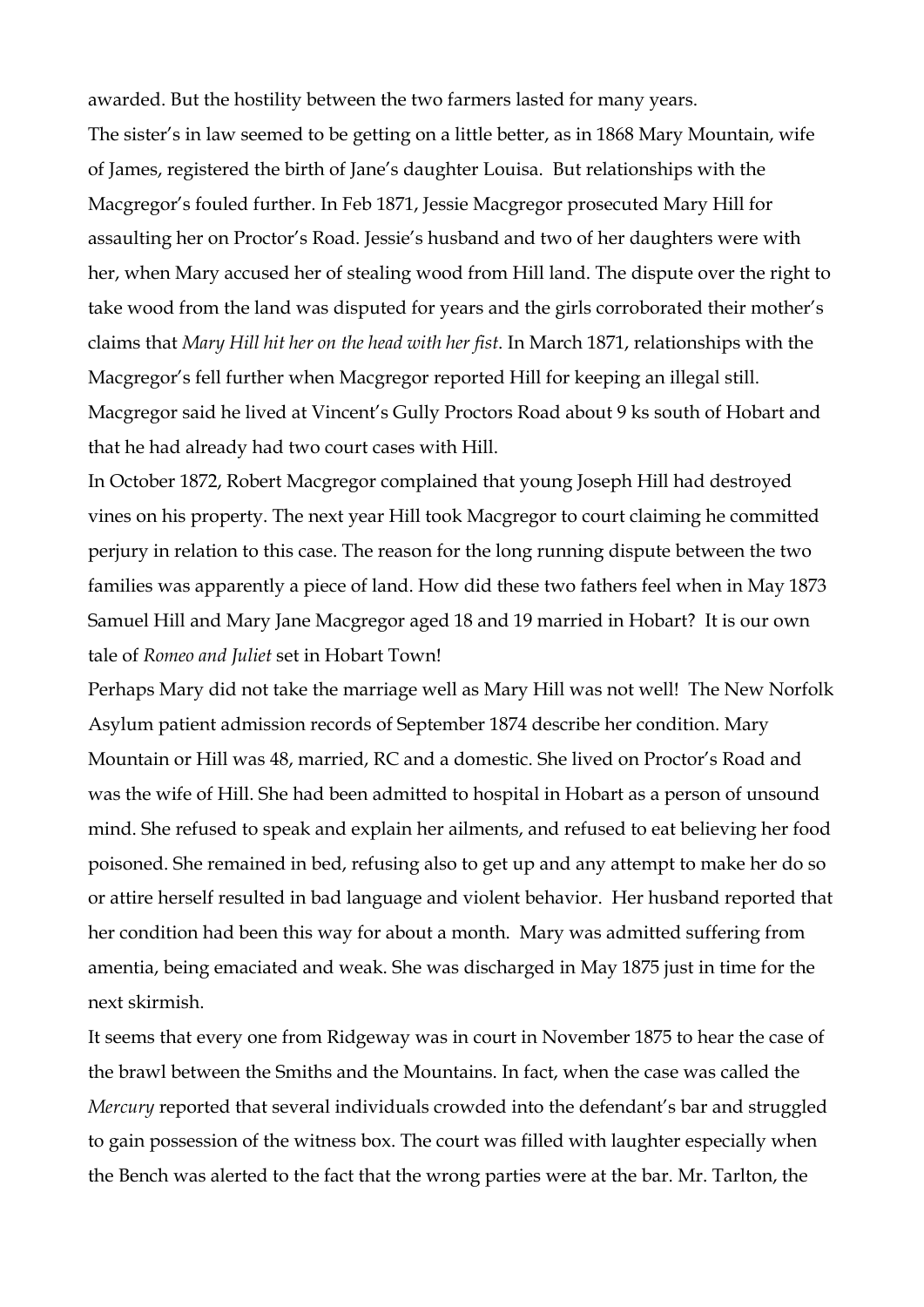awarded. But the hostility between the two farmers lasted for many years.

The sister's in law seemed to be getting on a little better, as in 1868 Mary Mountain, wife of James, registered the birth of Jane's daughter Louisa. But relationships with the Macgregor's fouled further. In Feb 1871, Jessie Macgregor prosecuted Mary Hill for assaulting her on Proctor's Road. Jessie's husband and two of her daughters were with her, when Mary accused her of stealing wood from Hill land. The dispute over the right to take wood from the land was disputed for years and the girls corroborated their mother's claims that *Mary Hill hit her on the head with her fist*. In March 1871, relationships with the Macgregor's fell further when Macgregor reported Hill for keeping an illegal still. Macgregor said he lived at Vincent's Gully Proctors Road about 9 ks south of Hobart and that he had already had two court cases with Hill.

In October 1872, Robert Macgregor complained that young Joseph Hill had destroyed vines on his property. The next year Hill took Macgregor to court claiming he committed perjury in relation to this case. The reason for the long running dispute between the two families was apparently a piece of land. How did these two fathers feel when in May 1873 Samuel Hill and Mary Jane Macgregor aged 18 and 19 married in Hobart? It is our own tale of *Romeo and Juliet* set in Hobart Town!

Perhaps Mary did not take the marriage well as Mary Hill was not well! The New Norfolk Asylum patient admission records of September 1874 describe her condition. Mary Mountain or Hill was 48, married, RC and a domestic. She lived on Proctor's Road and was the wife of Hill. She had been admitted to hospital in Hobart as a person of unsound mind. She refused to speak and explain her ailments, and refused to eat believing her food poisoned. She remained in bed, refusing also to get up and any attempt to make her do so or attire herself resulted in bad language and violent behavior. Her husband reported that her condition had been this way for about a month. Mary was admitted suffering from amentia, being emaciated and weak. She was discharged in May 1875 just in time for the next skirmish.

It seems that every one from Ridgeway was in court in November 1875 to hear the case of the brawl between the Smiths and the Mountains. In fact, when the case was called the *Mercury* reported that several individuals crowded into the defendant's bar and struggled to gain possession of the witness box. The court was filled with laughter especially when the Bench was alerted to the fact that the wrong parties were at the bar. Mr. Tarlton, the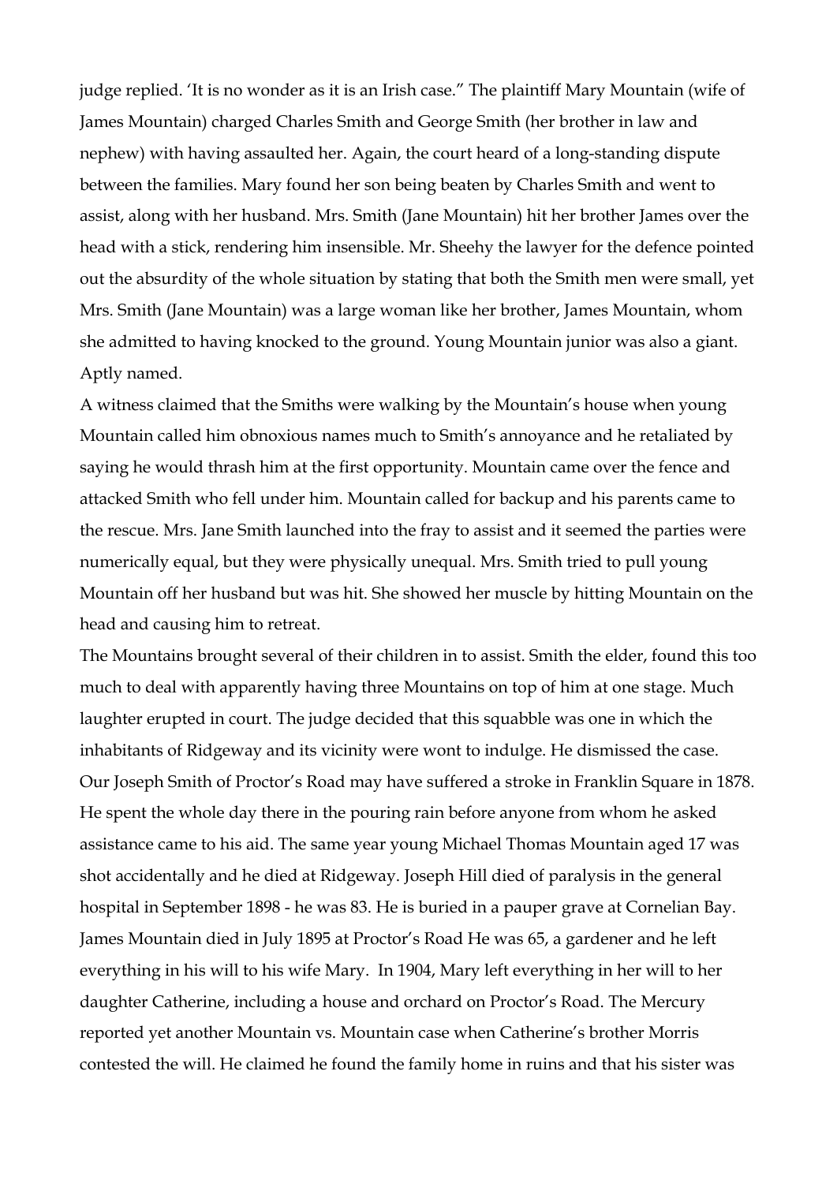judge replied. 'It is no wonder as it is an Irish case." The plaintiff Mary Mountain (wife of James Mountain) charged Charles Smith and George Smith (her brother in law and nephew) with having assaulted her. Again, the court heard of a long-standing dispute between the families. Mary found her son being beaten by Charles Smith and went to assist, along with her husband. Mrs. Smith (Jane Mountain) hit her brother James over the head with a stick, rendering him insensible. Mr. Sheehy the lawyer for the defence pointed out the absurdity of the whole situation by stating that both the Smith men were small, yet Mrs. Smith (Jane Mountain) was a large woman like her brother, James Mountain, whom she admitted to having knocked to the ground. Young Mountain junior was also a giant. Aptly named.

A witness claimed that the Smiths were walking by the Mountain's house when young Mountain called him obnoxious names much to Smith's annoyance and he retaliated by saying he would thrash him at the first opportunity. Mountain came over the fence and attacked Smith who fell under him. Mountain called for backup and his parents came to the rescue. Mrs. Jane Smith launched into the fray to assist and it seemed the parties were numerically equal, but they were physically unequal. Mrs. Smith tried to pull young Mountain off her husband but was hit. She showed her muscle by hitting Mountain on the head and causing him to retreat.

The Mountains brought several of their children in to assist. Smith the elder, found this too much to deal with apparently having three Mountains on top of him at one stage. Much laughter erupted in court. The judge decided that this squabble was one in which the inhabitants of Ridgeway and its vicinity were wont to indulge. He dismissed the case.

Our Joseph Smith of Proctor's Road may have suffered a stroke in Franklin Square in 1878. He spent the whole day there in the pouring rain before anyone from whom he asked assistance came to his aid. The same year young Michael Thomas Mountain aged 17 was shot accidentally and he died at Ridgeway. Joseph Hill died of paralysis in the general hospital in September 1898 - he was 83. He is buried in a pauper grave at Cornelian Bay. James Mountain died in July 1895 at Proctor's Road He was 65, a gardener and he left everything in his will to his wife Mary. In 1904, Mary left everything in her will to her daughter Catherine, including a house and orchard on Proctor's Road. The Mercury reported yet another Mountain vs. Mountain case when Catherine's brother Morris contested the will. He claimed he found the family home in ruins and that his sister was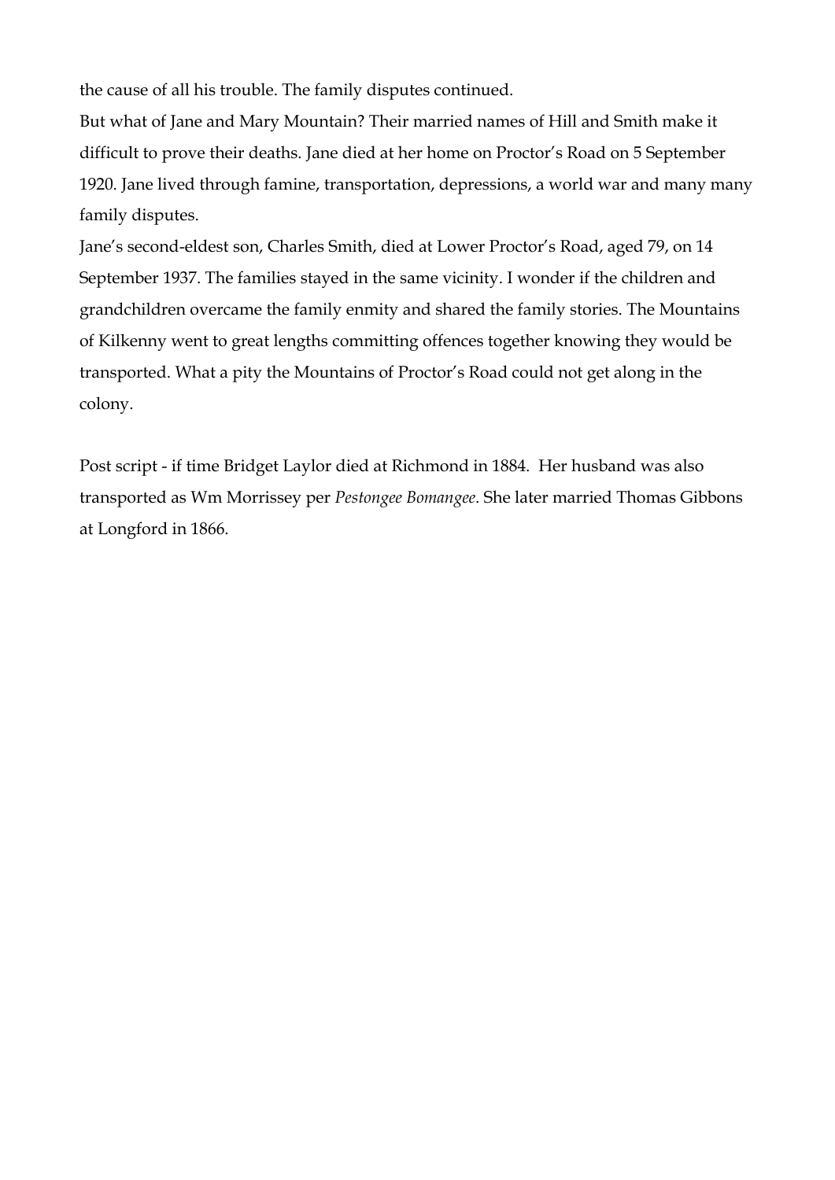the cause of all his trouble. The family disputes continued.

But what of Jane and Mary Mountain? Their married names of Hill and Smith make it difficult to prove their deaths. Jane died at her home on Proctor's Road on 5 September 1920. Jane lived through famine, transportation, depressions, a world war and many many family disputes.

Jane's second-eldest son, Charles Smith, died at Lower Proctor's Road, aged 79, on 14 September 1937. The families stayed in the same vicinity. I wonder if the children and grandchildren overcame the family enmity and shared the family stories. The Mountains of Kilkenny went to great lengths committing offences together knowing they would be transported. What a pity the Mountains of Proctor's Road could not get along in the colony.

Post script - if time Bridget Laylor died at Richmond in 1884. Her husband was also transported as Wm Morrissey per *Pestongee Bomangee*. She later married Thomas Gibbons at Longford in 1866.